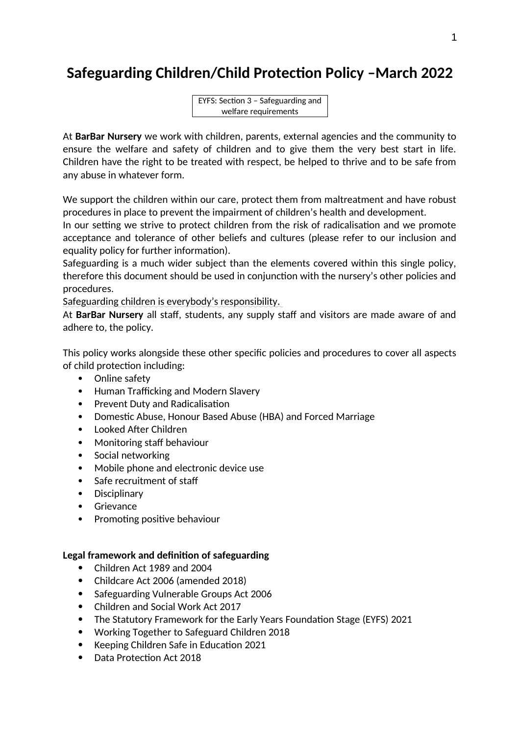# Safeguarding Children/Child Protection Policy –March 2022

EYFS: Section 3 – Safeguarding and welfare requirements

At **BarBar Nursery** we work with children, parents, external agencies and the community to ensure the welfare and safety of children and to give them the very best start in life. Children have the right to be treated with respect, be helped to thrive and to be safe from any abuse in whatever form.

We support the children within our care, protect them from maltreatment and have robust procedures in place to prevent the impairment of children's health and development.

In our setting we strive to protect children from the risk of radicalisation and we promote acceptance and tolerance of other beliefs and cultures (please refer to our inclusion and equality policy for further information).

Safeguarding is a much wider subject than the elements covered within this single policy, therefore this document should be used in conjunction with the nursery's other policies and procedures.

Safeguarding children is everybody's responsibility.

At **BarBar Nursery** all staff, students, any supply staff and visitors are made aware of and adhere to, the policy.

This policy works alongside these other specific policies and procedures to cover all aspects of child protection including:

- Online safety
- Human Trafficking and Modern Slavery
- Prevent Duty and Radicalisation
- Domestic Abuse, Honour Based Abuse (HBA) and Forced Marriage
- Looked After Children
- Monitoring staff behaviour
- Social networking
- Mobile phone and electronic device use
- Safe recruitment of staff
- Disciplinary
- Grievance
- Promoting positive behaviour

**Legal framework and definition of safeguarding**

- Children Act 1989 and 2004
- Childcare Act 2006 (amended 2018)
- Safeguarding Vulnerable Groups Act 2006
- Children and Social Work Act 2017
- The Statutory Framework for the Early Years Foundation Stage (EYFS) 2021
- Working Together to Safeguard Children 2018
- Keeping Children Safe in Education 2021
- Data Protection Act 2018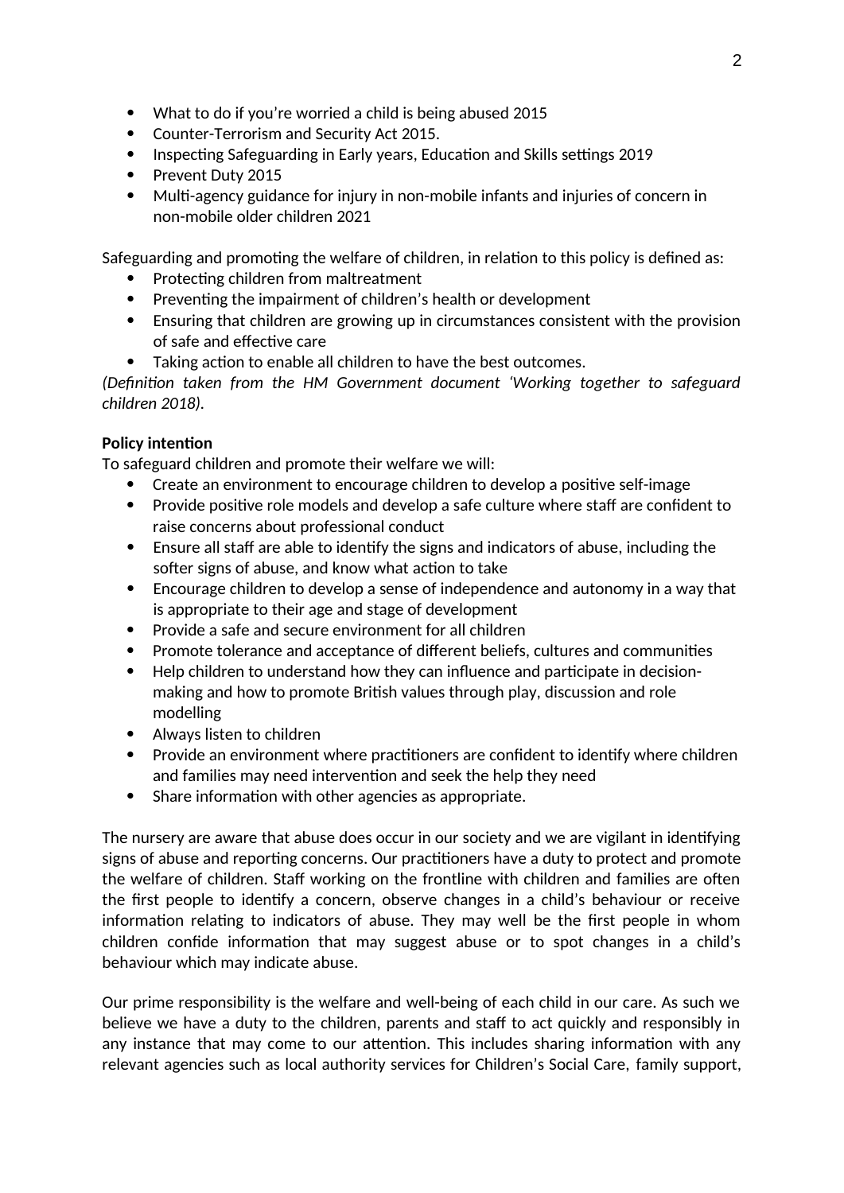- What to do if you're worried a child is being abused 2015
- Counter-Terrorism and Security Act 2015.
- Inspecting Safeguarding in Early years, Education and Skills settings 2019
- Prevent Duty 2015
- Multi-agency guidance for injury in non-mobile infants and injuries of concern in non-mobile older children 2021

Safeguarding and promoting the welfare of children, in relation to this policy is defined as:

- Protecting children from maltreatment
- Preventing the impairment of children's health or development
- Ensuring that children are growing up in circumstances consistent with the provision of safe and effective care
- Taking action to enable all children to have the best outcomes.

*(Definition taken from the HM Government document 'Working together to safeguard children 2018).*

**Policy intention**

To safeguard children and promote their welfare we will:

- Create an environment to encourage children to develop a positive self-image
- Provide positive role models and develop a safe culture where staff are confident to raise concerns about professional conduct
- Ensure all staff are able to identify the signs and indicators of abuse, including the softer signs of abuse, and know what action to take
- Encourage children to develop a sense of independence and autonomy in a way that is appropriate to their age and stage of development
- Provide a safe and secure environment for all children
- Promote tolerance and acceptance of different beliefs, cultures and communities
- Help children to understand how they can influence and participate in decision-making and how to promote British values through play, discussion and role modelling
- Always listen to children
- Provide an environment where practitioners are confident to identify where children and families may need intervention and seek the help they need
- Share information with other agencies as appropriate.

The nursery are aware that abuse does occur in our society and we are vigilant in identifying signs of abuse and reporting concerns. Our practitioners have a duty to protect and promote the welfare of children. Staff working on the frontline with children and families are often the first people to identify a concern, observe changes in a child's behaviour or receive information relating to indicators of abuse. They may well be the first people in whom children confide information that may suggest abuse or to spot changes in a child's behaviour which may indicate abuse.

Our prime responsibility is the welfare and well-being of each child in our care. As such we believe we have a duty to the children, parents and staff to act quickly and responsibly in any instance that may come to our attention. This includes sharing information with any relevant agencies such as local authority services for Children's Social Care, family support,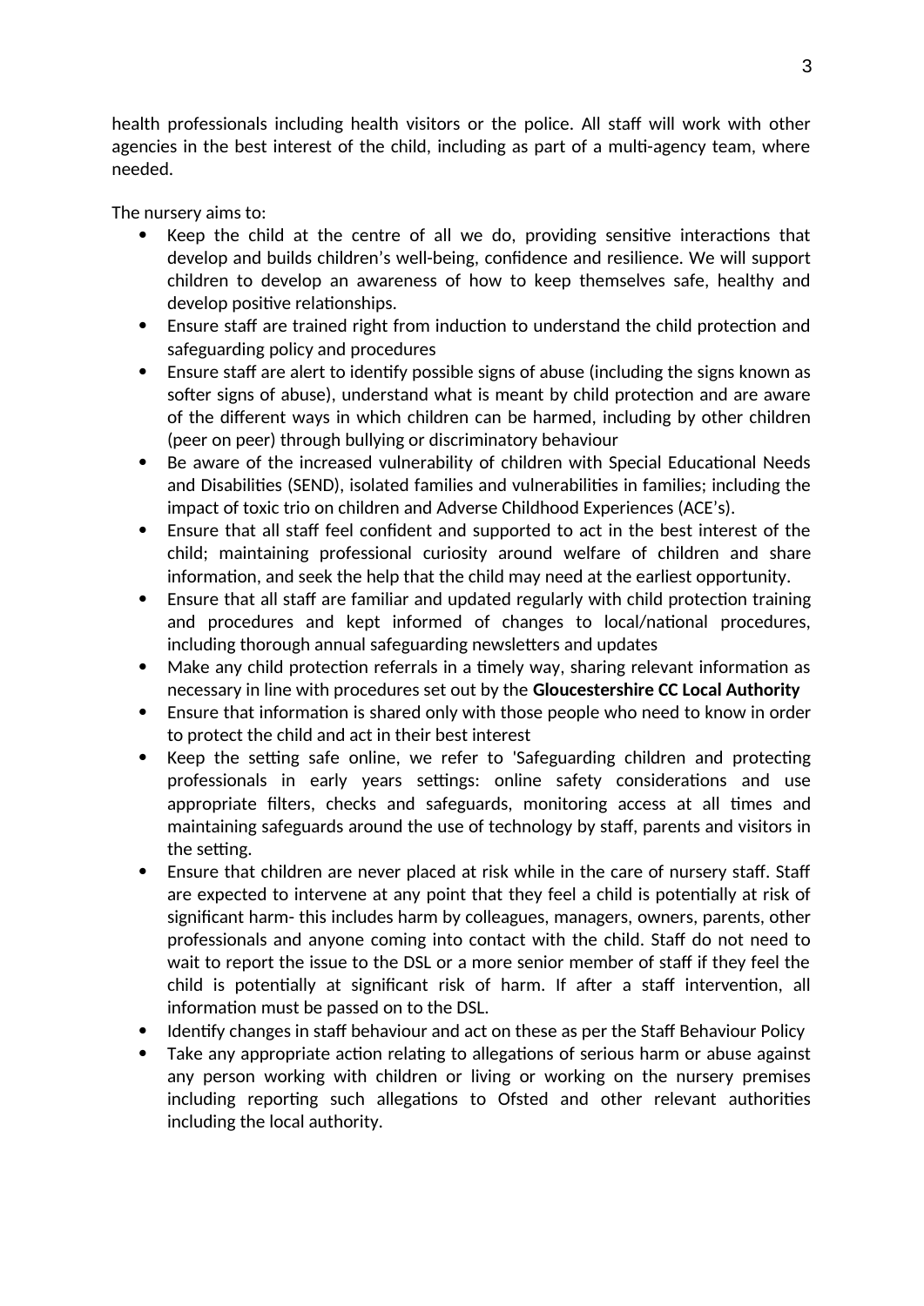health professionals including health visitors or the police. All staff will work with other agencies in the best interest of the child, including as part of a multi-agency team, where needed.

The nursery aims to:

- Keep the child at the centre of all we do, providing sensitive interactions that develop and builds children's well-being, confidence and resilience. We will support children to develop an awareness of how to keep themselves safe, healthy and develop positive relationships.
- Ensure staff are trained right from induction to understand the child protection and safeguarding policy and procedures
- Ensure staff are alert to identify possible signs of abuse (including the signs known as softer signs of abuse), understand what is meant by child protection and are aware of the different ways in which children can be harmed, including by other children (peer on peer) through bullying or discriminatory behaviour
- Be aware of the increased vulnerability of children with Special Educational Needs and Disabilities (SEND), isolated families and vulnerabilities in families; including the impact of toxic trio on children and Adverse Childhood Experiences (ACE's).
- Ensure that all staff feel confident and supported to act in the best interest of the child; maintaining professional curiosity around welfare of children and share information, and seek the help that the child may need at the earliest opportunity.
- Ensure that all staff are familiar and updated regularly with child protection training and procedures and kept informed of changes to local/national procedures, including thorough annual safeguarding newsletters and updates
- Make any child protection referrals in a timely way, sharing relevant information as necessary in line with procedures set out by the **Gloucestershire CC Local Authority**
- Ensure that information is shared only with those people who need to know in order to protect the child and act in their best interest
- Keep the setting safe online, we refer to 'Safeguarding children and protecting professionals in early years settings: online safety considerations and use appropriate filters, checks and safeguards, monitoring access at all times and maintaining safeguards around the use of technology by staff, parents and visitors in the setting.
- Ensure that children are never placed at risk while in the care of nursery staff. Staff are expected to intervene at any point that they feel a child is potentially at risk of significant harm- this includes harm by colleagues, managers, owners, parents, other professionals and anyone coming into contact with the child. Staff do not need to wait to report the issue to the DSL or a more senior member of staff if they feel the child is potentially at significant risk of harm. If after a staff intervention, all information must be passed on to the DSL.
- Identify changes in staff behaviour and act on these as per the Staff Behaviour Policy
- Take any appropriate action relating to allegations of serious harm or abuse against any person working with children or living or working on the nursery premises including reporting such allegations to Ofsted and other relevant authorities including the local authority.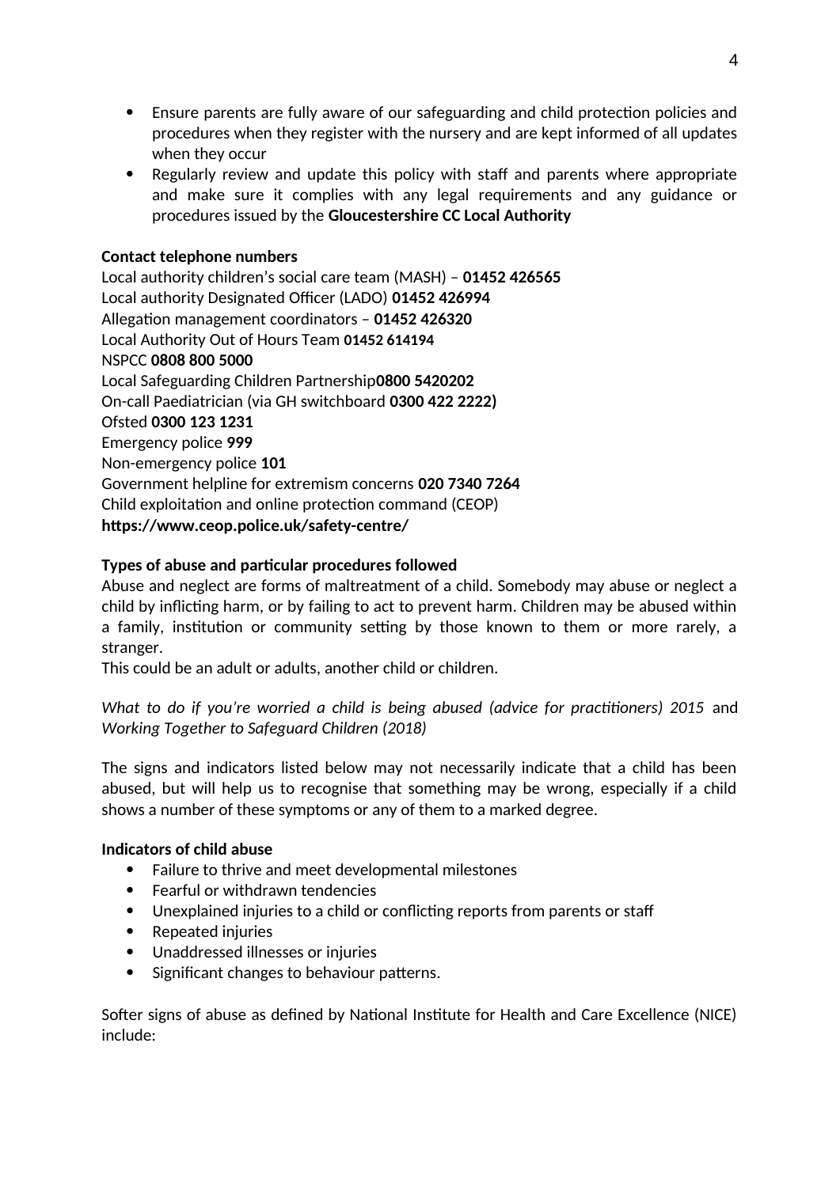- Ensure parents are fully aware of our safeguarding and child protection policies and procedures when they register with the nursery and are kept informed of all updates when they occur
- Regularly review and update this policy with staff and parents where appropriate and make sure it complies with any legal requirements and any guidance or procedures issued by the **Gloucestershire CC Local Authority**

**Contact telephone numbers**

Local authority children's social care team (MASH) – **01452 426565**
Local authority Designated Officer (LADO) **01452 426994**
Allegation management coordinators – **01452 426320**
Local Authority Out of Hours Team **01452 614194**
NSPCC **0808 800 5000**
Local Safeguarding Children Partnership**0800 5420202**
On-call Paediatrician (via GH switchboard **0300 422 2222)**
Ofsted **0300 123 1231**
Emergency police **999**
Non-emergency police **101**
Government helpline for extremism concerns **020 7340 7264**
Child exploitation and online protection command (CEOP)
**https://www.ceop.police.uk/safety-centre/**

**Types of abuse and particular procedures followed**

Abuse and neglect are forms of maltreatment of a child. Somebody may abuse or neglect a child by inflicting harm, or by failing to act to prevent harm. Children may be abused within a family, institution or community setting by those known to them or more rarely, a stranger.
This could be an adult or adults, another child or children.

*What to do if you're worried a child is being abused (advice for practitioners) 2015* and *Working Together to Safeguard Children (2018)*

The signs and indicators listed below may not necessarily indicate that a child has been abused, but will help us to recognise that something may be wrong, especially if a child shows a number of these symptoms or any of them to a marked degree.

**Indicators of child abuse**

- Failure to thrive and meet developmental milestones
- Fearful or withdrawn tendencies
- Unexplained injuries to a child or conflicting reports from parents or staff
- Repeated injuries
- Unaddressed illnesses or injuries
- Significant changes to behaviour patterns.

Softer signs of abuse as defined by National Institute for Health and Care Excellence (NICE) include: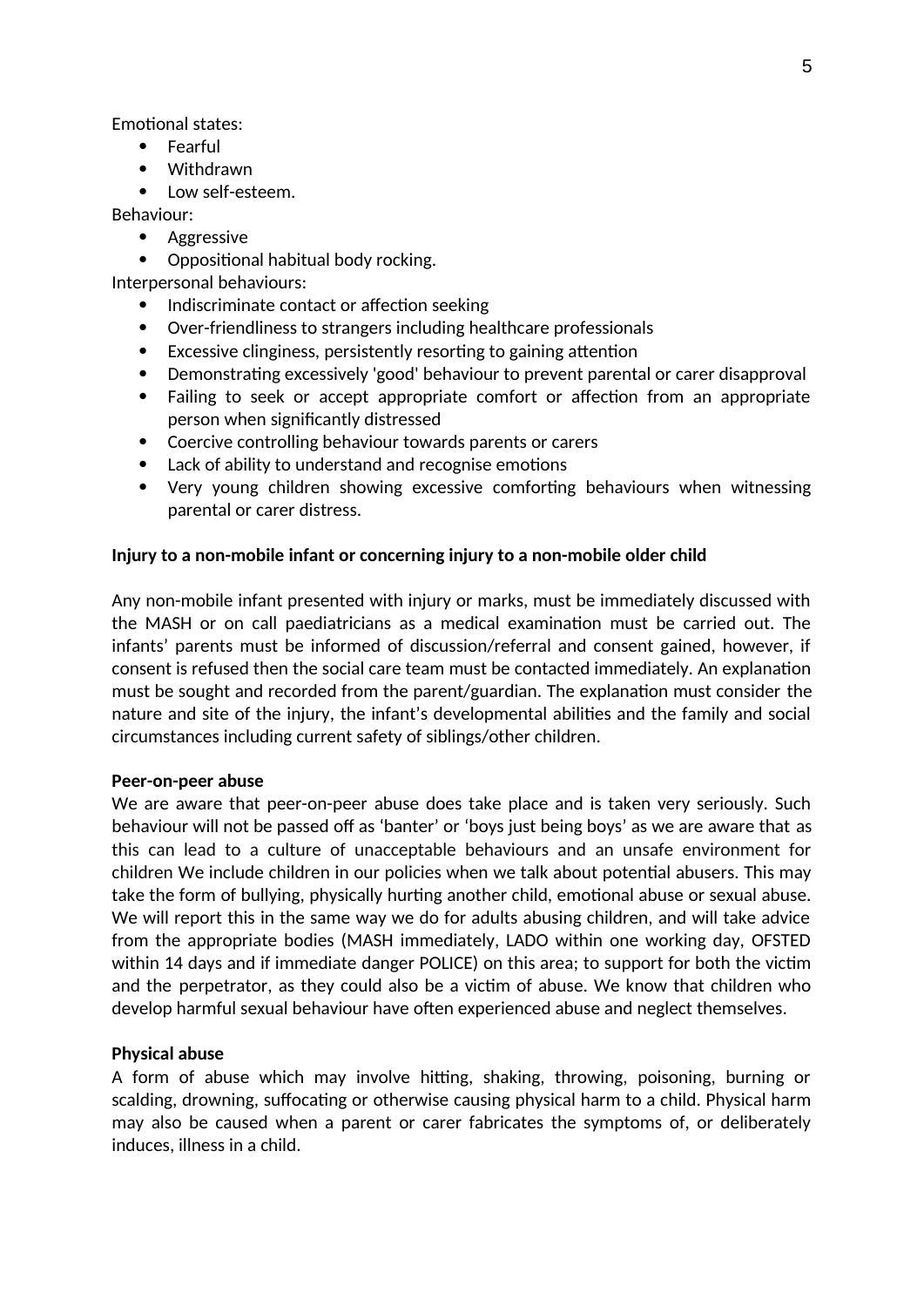Emotional states:

- Fearful
- Withdrawn
- Low self-esteem.

Behaviour:

- Aggressive
- Oppositional habitual body rocking.

Interpersonal behaviours:

- Indiscriminate contact or affection seeking
- Over-friendliness to strangers including healthcare professionals
- Excessive clinginess, persistently resorting to gaining attention
- Demonstrating excessively 'good' behaviour to prevent parental or carer disapproval
- Failing to seek or accept appropriate comfort or affection from an appropriate person when significantly distressed
- Coercive controlling behaviour towards parents or carers
- Lack of ability to understand and recognise emotions
- Very young children showing excessive comforting behaviours when witnessing parental or carer distress.

**Injury to a non-mobile infant or concerning injury to a non-mobile older child**

Any non-mobile infant presented with injury or marks, must be immediately discussed with the MASH or on call paediatricians as a medical examination must be carried out. The infants' parents must be informed of discussion/referral and consent gained, however, if consent is refused then the social care team must be contacted immediately. An explanation must be sought and recorded from the parent/guardian. The explanation must consider the nature and site of the injury, the infant's developmental abilities and the family and social circumstances including current safety of siblings/other children.

**Peer-on-peer abuse**

We are aware that peer-on-peer abuse does take place and is taken very seriously. Such behaviour will not be passed off as 'banter' or 'boys just being boys' as we are aware that as this can lead to a culture of unacceptable behaviours and an unsafe environment for children We include children in our policies when we talk about potential abusers. This may take the form of bullying, physically hurting another child, emotional abuse or sexual abuse. We will report this in the same way we do for adults abusing children, and will take advice from the appropriate bodies (MASH immediately, LADO within one working day, OFSTED within 14 days and if immediate danger POLICE) on this area; to support for both the victim and the perpetrator, as they could also be a victim of abuse. We know that children who develop harmful sexual behaviour have often experienced abuse and neglect themselves.

**Physical abuse**

A form of abuse which may involve hitting, shaking, throwing, poisoning, burning or scalding, drowning, suffocating or otherwise causing physical harm to a child. Physical harm may also be caused when a parent or carer fabricates the symptoms of, or deliberately induces, illness in a child.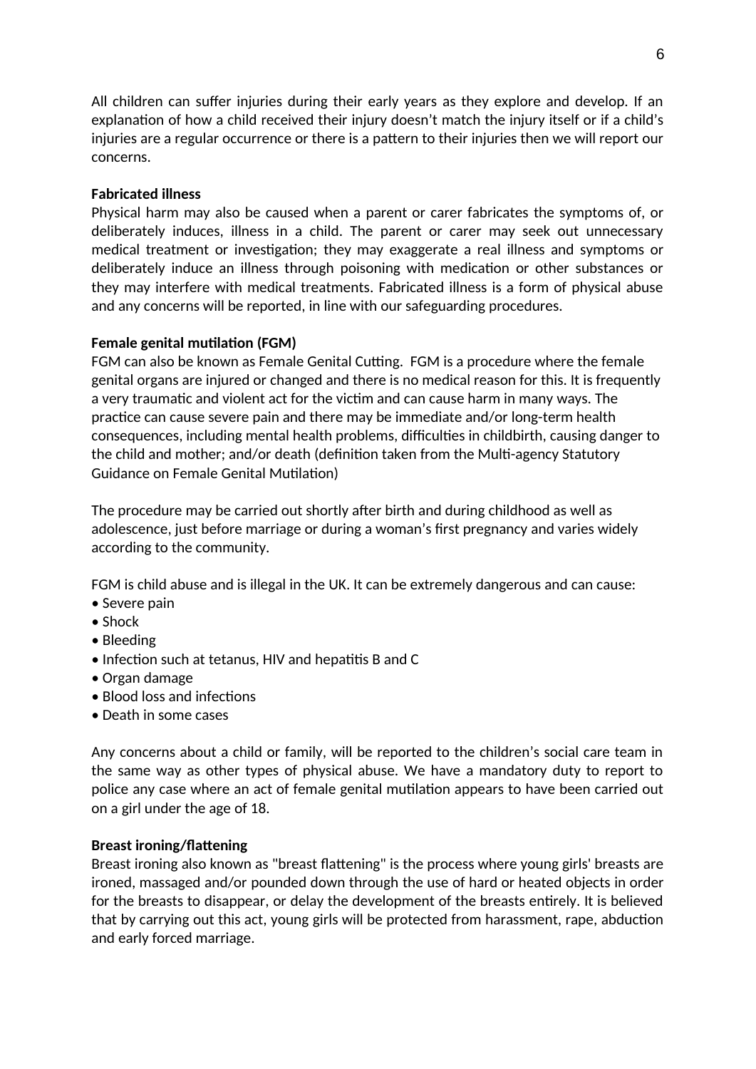All children can suffer injuries during their early years as they explore and develop. If an explanation of how a child received their injury doesn't match the injury itself or if a child's injuries are a regular occurrence or there is a pattern to their injuries then we will report our concerns.

**Fabricated illness**

Physical harm may also be caused when a parent or carer fabricates the symptoms of, or deliberately induces, illness in a child. The parent or carer may seek out unnecessary medical treatment or investigation; they may exaggerate a real illness and symptoms or deliberately induce an illness through poisoning with medication or other substances or they may interfere with medical treatments. Fabricated illness is a form of physical abuse and any concerns will be reported, in line with our safeguarding procedures.

**Female genital mutilation (FGM)**

FGM can also be known as Female Genital Cutting. FGM is a procedure where the female genital organs are injured or changed and there is no medical reason for this. It is frequently a very traumatic and violent act for the victim and can cause harm in many ways. The practice can cause severe pain and there may be immediate and/or long-term health consequences, including mental health problems, difficulties in childbirth, causing danger to the child and mother; and/or death (definition taken from the Multi-agency Statutory Guidance on Female Genital Mutilation)

The procedure may be carried out shortly after birth and during childhood as well as adolescence, just before marriage or during a woman's first pregnancy and varies widely according to the community.

FGM is child abuse and is illegal in the UK. It can be extremely dangerous and can cause:

- Severe pain
- Shock
- Bleeding
- Infection such at tetanus, HIV and hepatitis B and C
- Organ damage
- Blood loss and infections
- Death in some cases

Any concerns about a child or family, will be reported to the children's social care team in the same way as other types of physical abuse. We have a mandatory duty to report to police any case where an act of female genital mutilation appears to have been carried out on a girl under the age of 18.

**Breast ironing/flattening**

Breast ironing also known as "breast flattening" is the process where young girls' breasts are ironed, massaged and/or pounded down through the use of hard or heated objects in order for the breasts to disappear, or delay the development of the breasts entirely. It is believed that by carrying out this act, young girls will be protected from harassment, rape, abduction and early forced marriage.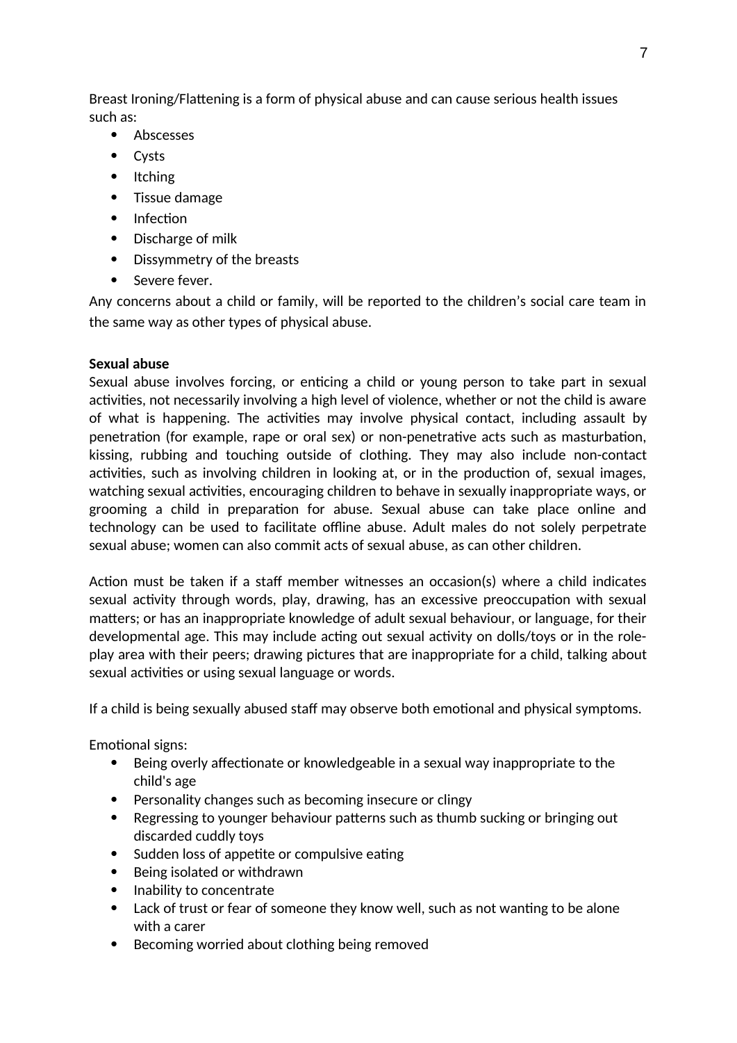Breast Ironing/Flattening is a form of physical abuse and can cause serious health issues such as:

- Abscesses
- Cysts
- Itching
- Tissue damage
- Infection
- Discharge of milk
- Dissymmetry of the breasts
- Severe fever.

Any concerns about a child or family, will be reported to the children's social care team in the same way as other types of physical abuse.

**Sexual abuse**

Sexual abuse involves forcing, or enticing a child or young person to take part in sexual activities, not necessarily involving a high level of violence, whether or not the child is aware of what is happening. The activities may involve physical contact, including assault by penetration (for example, rape or oral sex) or non-penetrative acts such as masturbation, kissing, rubbing and touching outside of clothing. They may also include non-contact activities, such as involving children in looking at, or in the production of, sexual images, watching sexual activities, encouraging children to behave in sexually inappropriate ways, or grooming a child in preparation for abuse. Sexual abuse can take place online and technology can be used to facilitate offline abuse. Adult males do not solely perpetrate sexual abuse; women can also commit acts of sexual abuse, as can other children.

Action must be taken if a staff member witnesses an occasion(s) where a child indicates sexual activity through words, play, drawing, has an excessive preoccupation with sexual matters; or has an inappropriate knowledge of adult sexual behaviour, or language, for their developmental age. This may include acting out sexual activity on dolls/toys or in the role-play area with their peers; drawing pictures that are inappropriate for a child, talking about sexual activities or using sexual language or words.

If a child is being sexually abused staff may observe both emotional and physical symptoms.

Emotional signs:

- Being overly affectionate or knowledgeable in a sexual way inappropriate to the child's age
- Personality changes such as becoming insecure or clingy
- Regressing to younger behaviour patterns such as thumb sucking or bringing out discarded cuddly toys
- Sudden loss of appetite or compulsive eating
- Being isolated or withdrawn
- Inability to concentrate
- Lack of trust or fear of someone they know well, such as not wanting to be alone with a carer
- Becoming worried about clothing being removed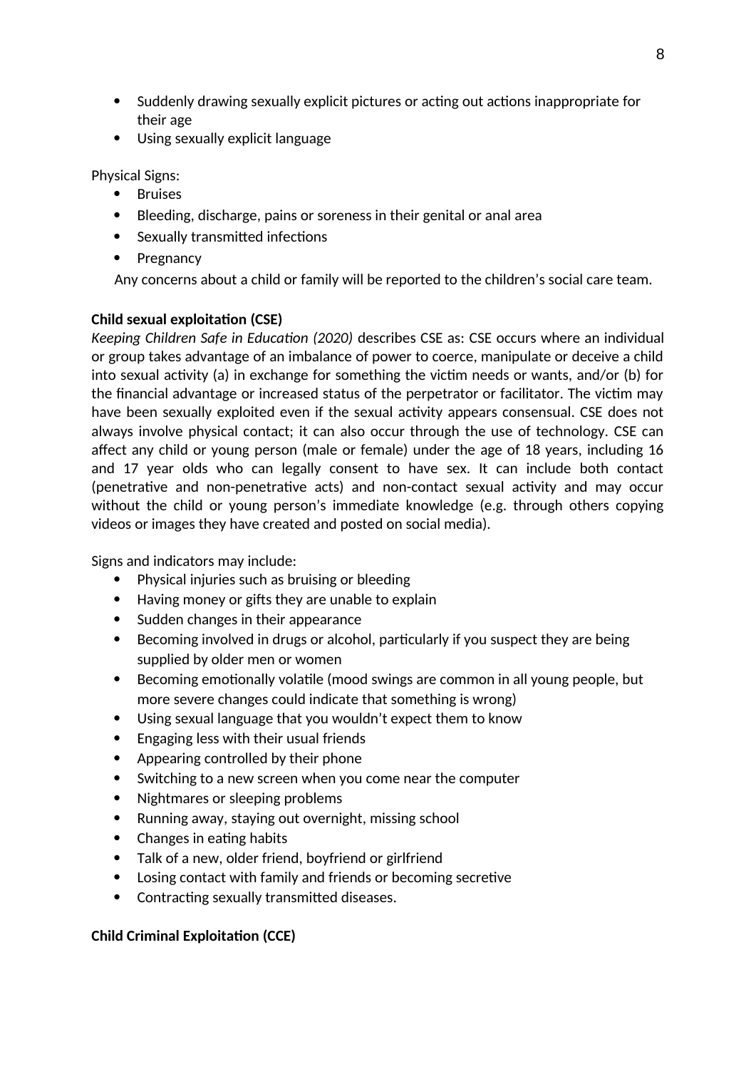- Suddenly drawing sexually explicit pictures or acting out actions inappropriate for their age
- Using sexually explicit language

Physical Signs:

- Bruises
- Bleeding, discharge, pains or soreness in their genital or anal area
- Sexually transmitted infections
- Pregnancy

Any concerns about a child or family will be reported to the children's social care team.

**Child sexual exploitation (CSE)**

*Keeping Children Safe in Education (2020)* describes CSE as: CSE occurs where an individual or group takes advantage of an imbalance of power to coerce, manipulate or deceive a child into sexual activity (a) in exchange for something the victim needs or wants, and/or (b) for the financial advantage or increased status of the perpetrator or facilitator. The victim may have been sexually exploited even if the sexual activity appears consensual. CSE does not always involve physical contact; it can also occur through the use of technology. CSE can affect any child or young person (male or female) under the age of 18 years, including 16 and 17 year olds who can legally consent to have sex. It can include both contact (penetrative and non-penetrative acts) and non-contact sexual activity and may occur without the child or young person's immediate knowledge (e.g. through others copying videos or images they have created and posted on social media).

Signs and indicators may include:

- Physical injuries such as bruising or bleeding
- Having money or gifts they are unable to explain
- Sudden changes in their appearance
- Becoming involved in drugs or alcohol, particularly if you suspect they are being supplied by older men or women
- Becoming emotionally volatile (mood swings are common in all young people, but more severe changes could indicate that something is wrong)
- Using sexual language that you wouldn't expect them to know
- Engaging less with their usual friends
- Appearing controlled by their phone
- Switching to a new screen when you come near the computer
- Nightmares or sleeping problems
- Running away, staying out overnight, missing school
- Changes in eating habits
- Talk of a new, older friend, boyfriend or girlfriend
- Losing contact with family and friends or becoming secretive
- Contracting sexually transmitted diseases.

**Child Criminal Exploitation (CCE)**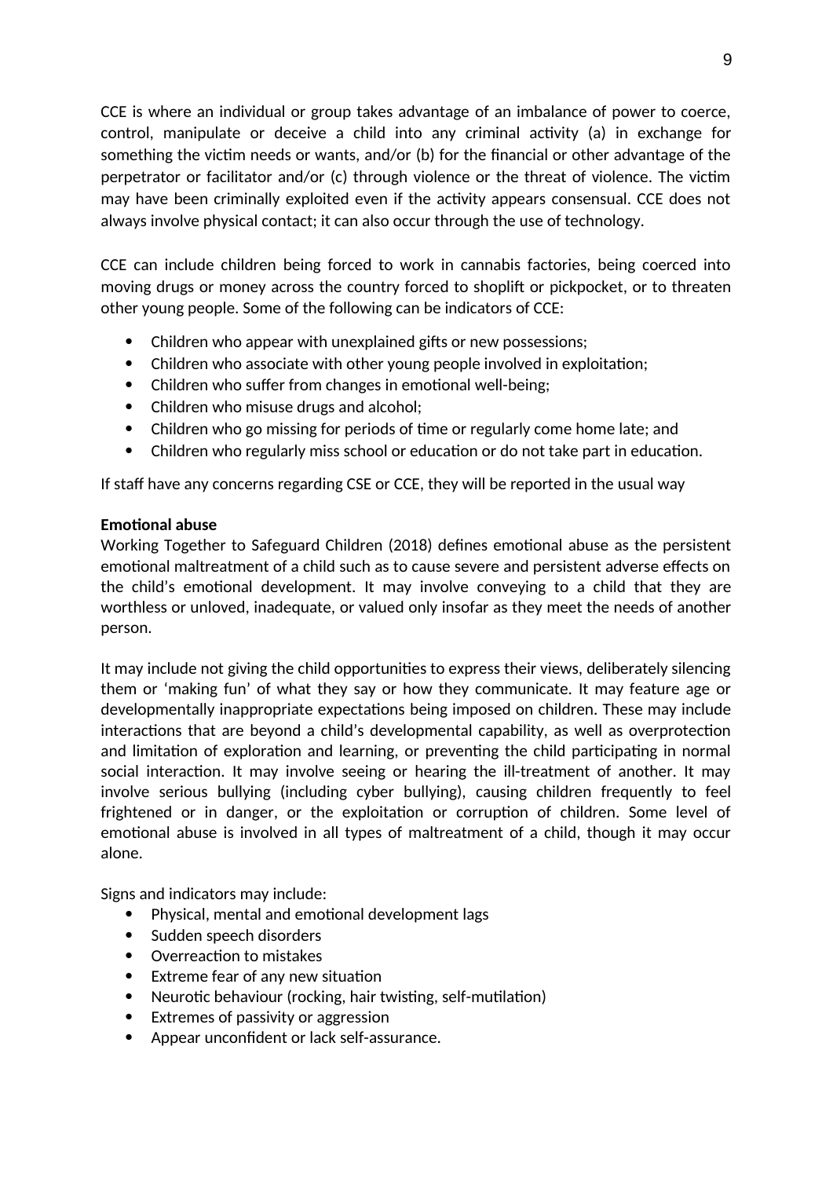CCE is where an individual or group takes advantage of an imbalance of power to coerce, control, manipulate or deceive a child into any criminal activity (a) in exchange for something the victim needs or wants, and/or (b) for the financial or other advantage of the perpetrator or facilitator and/or (c) through violence or the threat of violence. The victim may have been criminally exploited even if the activity appears consensual. CCE does not always involve physical contact; it can also occur through the use of technology.

CCE can include children being forced to work in cannabis factories, being coerced into moving drugs or money across the country forced to shoplift or pickpocket, or to threaten other young people. Some of the following can be indicators of CCE:

- Children who appear with unexplained gifts or new possessions;
- Children who associate with other young people involved in exploitation;
- Children who suffer from changes in emotional well-being;
- Children who misuse drugs and alcohol;
- Children who go missing for periods of time or regularly come home late; and
- Children who regularly miss school or education or do not take part in education.

If staff have any concerns regarding CSE or CCE, they will be reported in the usual way

**Emotional abuse**
Working Together to Safeguard Children (2018) defines emotional abuse as the persistent emotional maltreatment of a child such as to cause severe and persistent adverse effects on the child's emotional development. It may involve conveying to a child that they are worthless or unloved, inadequate, or valued only insofar as they meet the needs of another person.

It may include not giving the child opportunities to express their views, deliberately silencing them or 'making fun' of what they say or how they communicate. It may feature age or developmentally inappropriate expectations being imposed on children. These may include interactions that are beyond a child's developmental capability, as well as overprotection and limitation of exploration and learning, or preventing the child participating in normal social interaction. It may involve seeing or hearing the ill-treatment of another. It may involve serious bullying (including cyber bullying), causing children frequently to feel frightened or in danger, or the exploitation or corruption of children. Some level of emotional abuse is involved in all types of maltreatment of a child, though it may occur alone.

Signs and indicators may include:

- Physical, mental and emotional development lags
- Sudden speech disorders
- Overreaction to mistakes
- Extreme fear of any new situation
- Neurotic behaviour (rocking, hair twisting, self-mutilation)
- Extremes of passivity or aggression
- Appear unconfident or lack self-assurance.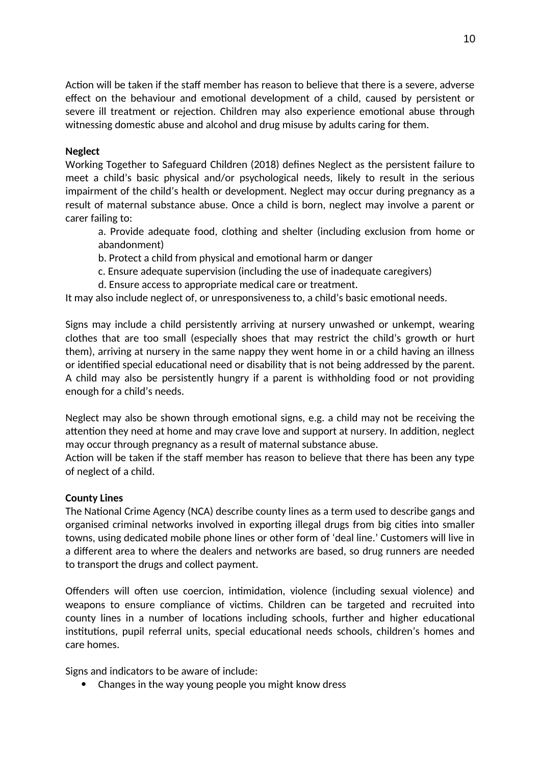Action will be taken if the staff member has reason to believe that there is a severe, adverse effect on the behaviour and emotional development of a child, caused by persistent or severe ill treatment or rejection. Children may also experience emotional abuse through witnessing domestic abuse and alcohol and drug misuse by adults caring for them.

**Neglect**

Working Together to Safeguard Children (2018) defines Neglect as the persistent failure to meet a child's basic physical and/or psychological needs, likely to result in the serious impairment of the child's health or development. Neglect may occur during pregnancy as a result of maternal substance abuse. Once a child is born, neglect may involve a parent or carer failing to:

a. Provide adequate food, clothing and shelter (including exclusion from home or abandonment)
b. Protect a child from physical and emotional harm or danger
c. Ensure adequate supervision (including the use of inadequate caregivers)
d. Ensure access to appropriate medical care or treatment.

It may also include neglect of, or unresponsiveness to, a child's basic emotional needs.

Signs may include a child persistently arriving at nursery unwashed or unkempt, wearing clothes that are too small (especially shoes that may restrict the child's growth or hurt them), arriving at nursery in the same nappy they went home in or a child having an illness or identified special educational need or disability that is not being addressed by the parent. A child may also be persistently hungry if a parent is withholding food or not providing enough for a child's needs.

Neglect may also be shown through emotional signs, e.g. a child may not be receiving the attention they need at home and may crave love and support at nursery. In addition, neglect may occur through pregnancy as a result of maternal substance abuse.
Action will be taken if the staff member has reason to believe that there has been any type of neglect of a child.

**County Lines**

The National Crime Agency (NCA) describe county lines as a term used to describe gangs and organised criminal networks involved in exporting illegal drugs from big cities into smaller towns, using dedicated mobile phone lines or other form of 'deal line.' Customers will live in a different area to where the dealers and networks are based, so drug runners are needed to transport the drugs and collect payment.

Offenders will often use coercion, intimidation, violence (including sexual violence) and weapons to ensure compliance of victims. Children can be targeted and recruited into county lines in a number of locations including schools, further and higher educational institutions, pupil referral units, special educational needs schools, children's homes and care homes.

Signs and indicators to be aware of include:

- Changes in the way young people you might know dress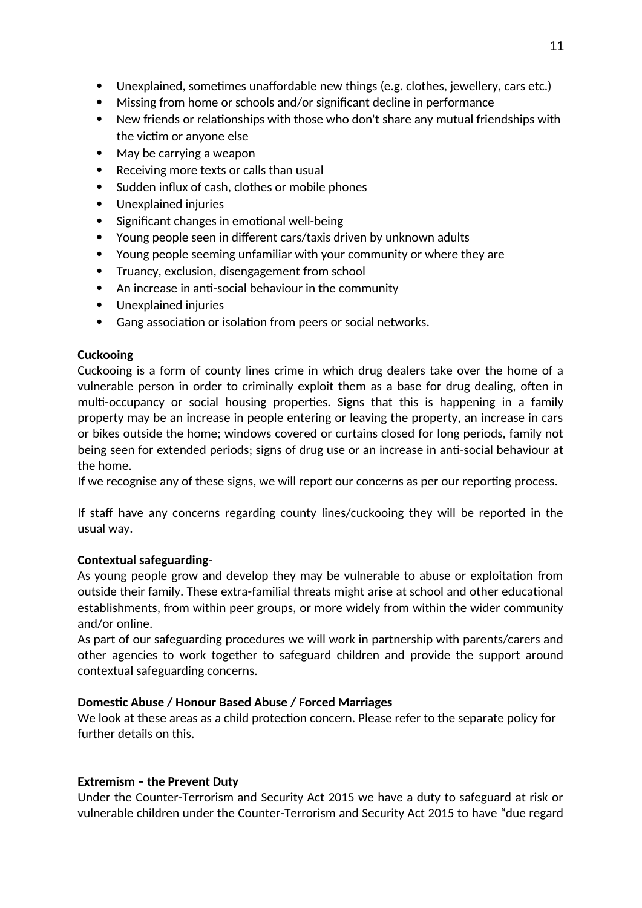- Unexplained, sometimes unaffordable new things (e.g. clothes, jewellery, cars etc.)
- Missing from home or schools and/or significant decline in performance
- New friends or relationships with those who don't share any mutual friendships with the victim or anyone else
- May be carrying a weapon
- Receiving more texts or calls than usual
- Sudden influx of cash, clothes or mobile phones
- Unexplained injuries
- Significant changes in emotional well-being
- Young people seen in different cars/taxis driven by unknown adults
- Young people seeming unfamiliar with your community or where they are
- Truancy, exclusion, disengagement from school
- An increase in anti-social behaviour in the community
- Unexplained injuries
- Gang association or isolation from peers or social networks.

**Cuckooing**

Cuckooing is a form of county lines crime in which drug dealers take over the home of a vulnerable person in order to criminally exploit them as a base for drug dealing, often in multi-occupancy or social housing properties. Signs that this is happening in a family property may be an increase in people entering or leaving the property, an increase in cars or bikes outside the home; windows covered or curtains closed for long periods, family not being seen for extended periods; signs of drug use or an increase in anti-social behaviour at the home.

If we recognise any of these signs, we will report our concerns as per our reporting process.

If staff have any concerns regarding county lines/cuckooing they will be reported in the usual way.

**Contextual safeguarding**-

As young people grow and develop they may be vulnerable to abuse or exploitation from outside their family. These extra-familial threats might arise at school and other educational establishments, from within peer groups, or more widely from within the wider community and/or online.

As part of our safeguarding procedures we will work in partnership with parents/carers and other agencies to work together to safeguard children and provide the support around contextual safeguarding concerns.

**Domestic Abuse / Honour Based Abuse / Forced Marriages**

We look at these areas as a child protection concern. Please refer to the separate policy for further details on this.

**Extremism – the Prevent Duty**

Under the Counter-Terrorism and Security Act 2015 we have a duty to safeguard at risk or vulnerable children under the Counter-Terrorism and Security Act 2015 to have "due regard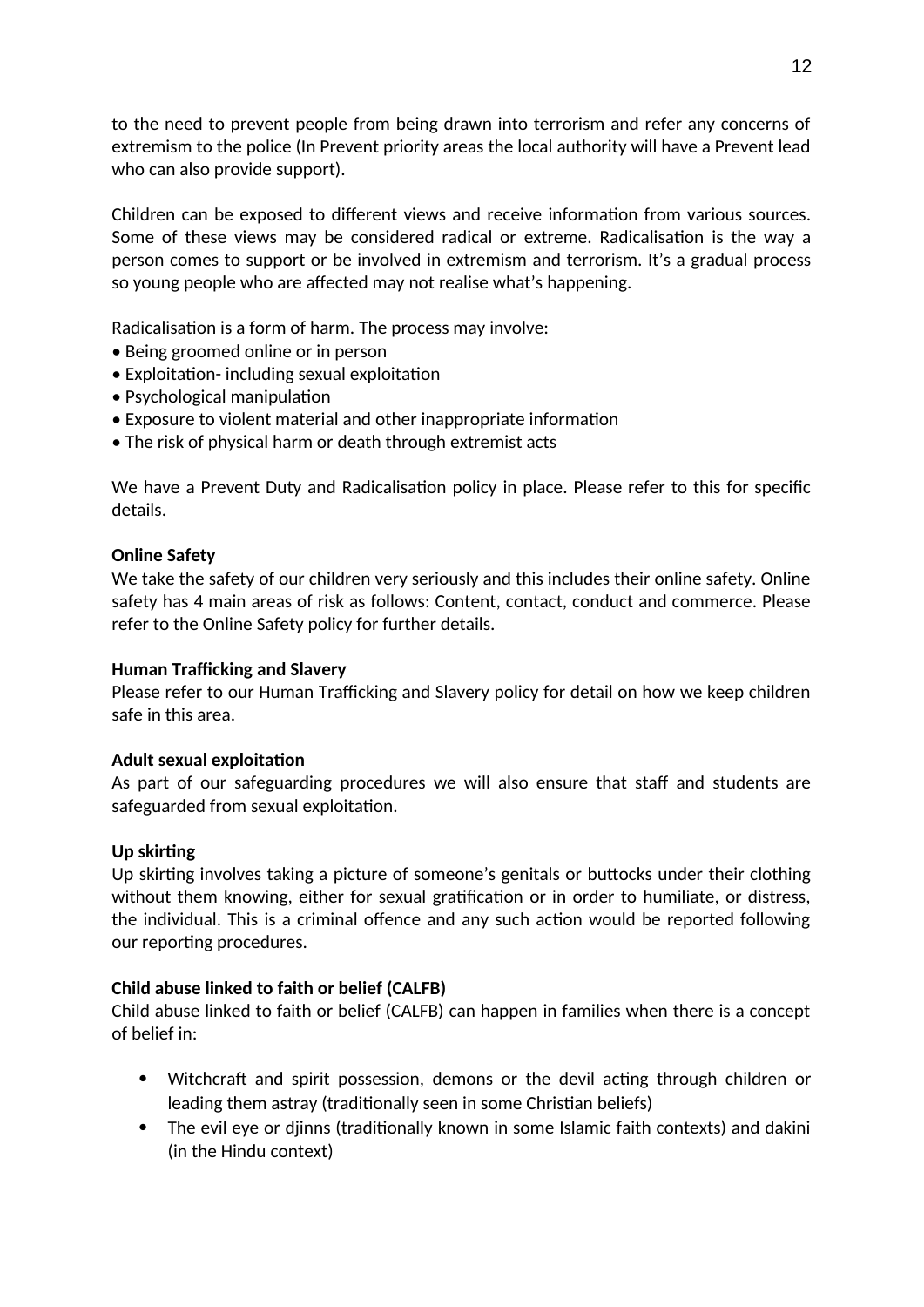to the need to prevent people from being drawn into terrorism and refer any concerns of extremism to the police (In Prevent priority areas the local authority will have a Prevent lead who can also provide support).

Children can be exposed to different views and receive information from various sources. Some of these views may be considered radical or extreme. Radicalisation is the way a person comes to support or be involved in extremism and terrorism. It's a gradual process so young people who are affected may not realise what's happening.

Radicalisation is a form of harm. The process may involve:

- Being groomed online or in person
- Exploitation- including sexual exploitation
- Psychological manipulation
- Exposure to violent material and other inappropriate information
- The risk of physical harm or death through extremist acts

We have a Prevent Duty and Radicalisation policy in place. Please refer to this for specific details.

**Online Safety**

We take the safety of our children very seriously and this includes their online safety. Online safety has 4 main areas of risk as follows: Content, contact, conduct and commerce. Please refer to the Online Safety policy for further details.

**Human Trafficking and Slavery**

Please refer to our Human Trafficking and Slavery policy for detail on how we keep children safe in this area.

**Adult sexual exploitation**

As part of our safeguarding procedures we will also ensure that staff and students are safeguarded from sexual exploitation.

**Up skirting**

Up skirting involves taking a picture of someone's genitals or buttocks under their clothing without them knowing, either for sexual gratification or in order to humiliate, or distress, the individual. This is a criminal offence and any such action would be reported following our reporting procedures.

**Child abuse linked to faith or belief (CALFB)**

Child abuse linked to faith or belief (CALFB) can happen in families when there is a concept of belief in:

- Witchcraft and spirit possession, demons or the devil acting through children or leading them astray (traditionally seen in some Christian beliefs)
- The evil eye or djinns (traditionally known in some Islamic faith contexts) and dakini (in the Hindu context)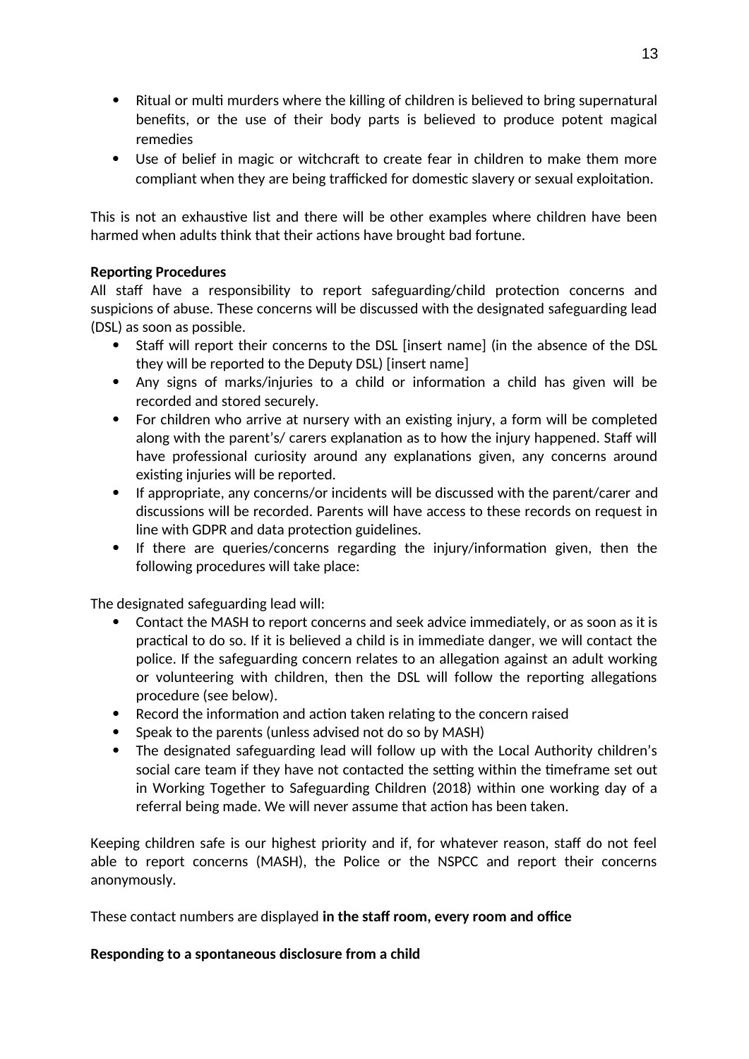- Ritual or multi murders where the killing of children is believed to bring supernatural benefits, or the use of their body parts is believed to produce potent magical remedies
- Use of belief in magic or witchcraft to create fear in children to make them more compliant when they are being trafficked for domestic slavery or sexual exploitation.

This is not an exhaustive list and there will be other examples where children have been harmed when adults think that their actions have brought bad fortune.

**Reporting Procedures**

All staff have a responsibility to report safeguarding/child protection concerns and suspicions of abuse. These concerns will be discussed with the designated safeguarding lead (DSL) as soon as possible.

- Staff will report their concerns to the DSL [insert name] (in the absence of the DSL they will be reported to the Deputy DSL) [insert name]
- Any signs of marks/injuries to a child or information a child has given will be recorded and stored securely.
- For children who arrive at nursery with an existing injury, a form will be completed along with the parent's/ carers explanation as to how the injury happened. Staff will have professional curiosity around any explanations given, any concerns around existing injuries will be reported.
- If appropriate, any concerns/or incidents will be discussed with the parent/carer and discussions will be recorded. Parents will have access to these records on request in line with GDPR and data protection guidelines.
- If there are queries/concerns regarding the injury/information given, then the following procedures will take place:

The designated safeguarding lead will:

- Contact the MASH to report concerns and seek advice immediately, or as soon as it is practical to do so. If it is believed a child is in immediate danger, we will contact the police. If the safeguarding concern relates to an allegation against an adult working or volunteering with children, then the DSL will follow the reporting allegations procedure (see below).
- Record the information and action taken relating to the concern raised
- Speak to the parents (unless advised not do so by MASH)
- The designated safeguarding lead will follow up with the Local Authority children's social care team if they have not contacted the setting within the timeframe set out in Working Together to Safeguarding Children (2018) within one working day of a referral being made. We will never assume that action has been taken.

Keeping children safe is our highest priority and if, for whatever reason, staff do not feel able to report concerns (MASH), the Police or the NSPCC and report their concerns anonymously.

These contact numbers are displayed **in the staff room, every room and office**

**Responding to a spontaneous disclosure from a child**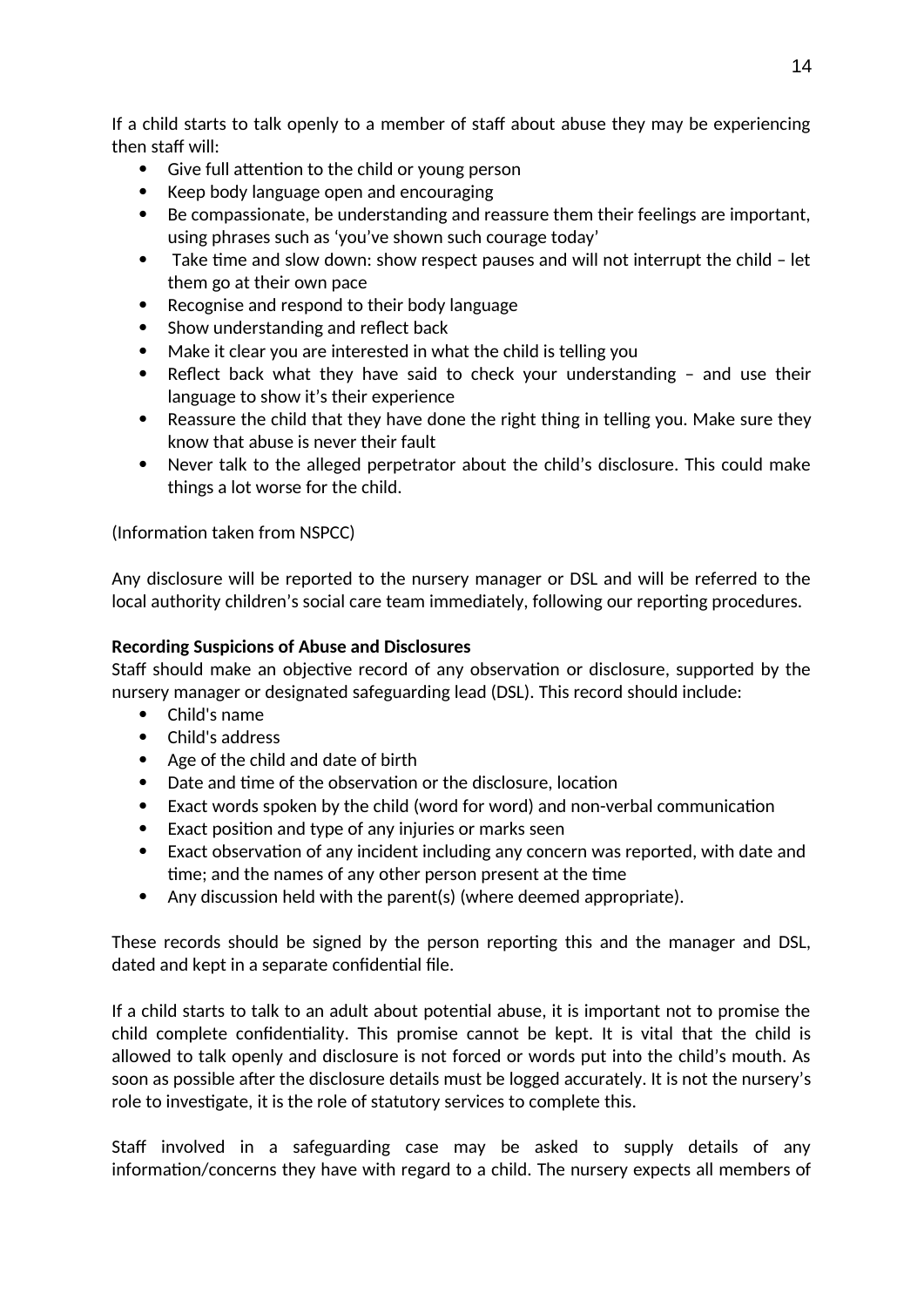If a child starts to talk openly to a member of staff about abuse they may be experiencing then staff will:

- Give full attention to the child or young person
- Keep body language open and encouraging
- Be compassionate, be understanding and reassure them their feelings are important, using phrases such as 'you've shown such courage today'
- Take time and slow down: show respect pauses and will not interrupt the child – let them go at their own pace
- Recognise and respond to their body language
- Show understanding and reflect back
- Make it clear you are interested in what the child is telling you
- Reflect back what they have said to check your understanding – and use their language to show it's their experience
- Reassure the child that they have done the right thing in telling you. Make sure they know that abuse is never their fault
- Never talk to the alleged perpetrator about the child's disclosure. This could make things a lot worse for the child.

(Information taken from NSPCC)

Any disclosure will be reported to the nursery manager or DSL and will be referred to the local authority children's social care team immediately, following our reporting procedures.

**Recording Suspicions of Abuse and Disclosures**

Staff should make an objective record of any observation or disclosure, supported by the nursery manager or designated safeguarding lead (DSL). This record should include:

- Child's name
- Child's address
- Age of the child and date of birth
- Date and time of the observation or the disclosure, location
- Exact words spoken by the child (word for word) and non-verbal communication
- Exact position and type of any injuries or marks seen
- Exact observation of any incident including any concern was reported, with date and time; and the names of any other person present at the time
- Any discussion held with the parent(s) (where deemed appropriate).

These records should be signed by the person reporting this and the manager and DSL, dated and kept in a separate confidential file.

If a child starts to talk to an adult about potential abuse, it is important not to promise the child complete confidentiality. This promise cannot be kept. It is vital that the child is allowed to talk openly and disclosure is not forced or words put into the child's mouth. As soon as possible after the disclosure details must be logged accurately. It is not the nursery's role to investigate, it is the role of statutory services to complete this.

Staff involved in a safeguarding case may be asked to supply details of any information/concerns they have with regard to a child. The nursery expects all members of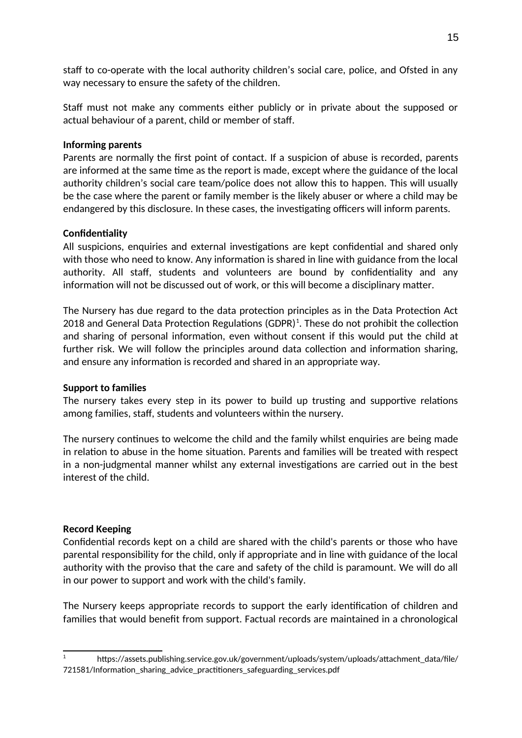staff to co-operate with the local authority children's social care, police, and Ofsted in any way necessary to ensure the safety of the children.

Staff must not make any comments either publicly or in private about the supposed or actual behaviour of a parent, child or member of staff.

**Informing parents**

Parents are normally the first point of contact. If a suspicion of abuse is recorded, parents are informed at the same time as the report is made, except where the guidance of the local authority children's social care team/police does not allow this to happen. This will usually be the case where the parent or family member is the likely abuser or where a child may be endangered by this disclosure. In these cases, the investigating officers will inform parents.

**Confidentiality**

All suspicions, enquiries and external investigations are kept confidential and shared only with those who need to know. Any information is shared in line with guidance from the local authority. All staff, students and volunteers are bound by confidentiality and any information will not be discussed out of work, or this will become a disciplinary matter.

The Nursery has due regard to the data protection principles as in the Data Protection Act 2018 and General Data Protection Regulations (GDPR)[1]. These do not prohibit the collection and sharing of personal information, even without consent if this would put the child at further risk. We will follow the principles around data collection and information sharing, and ensure any information is recorded and shared in an appropriate way.

**Support to families**

The nursery takes every step in its power to build up trusting and supportive relations among families, staff, students and volunteers within the nursery.

The nursery continues to welcome the child and the family whilst enquiries are being made in relation to abuse in the home situation. Parents and families will be treated with respect in a non-judgmental manner whilst any external investigations are carried out in the best interest of the child.

**Record Keeping**

Confidential records kept on a child are shared with the child's parents or those who have parental responsibility for the child, only if appropriate and in line with guidance of the local authority with the proviso that the care and safety of the child is paramount. We will do all in our power to support and work with the child's family.

The Nursery keeps appropriate records to support the early identification of children and families that would benefit from support. Factual records are maintained in a chronological

[1] https://assets.publishing.service.gov.uk/government/uploads/system/uploads/attachment_data/file/721581/Information_sharing_advice_practitioners_safeguarding_services.pdf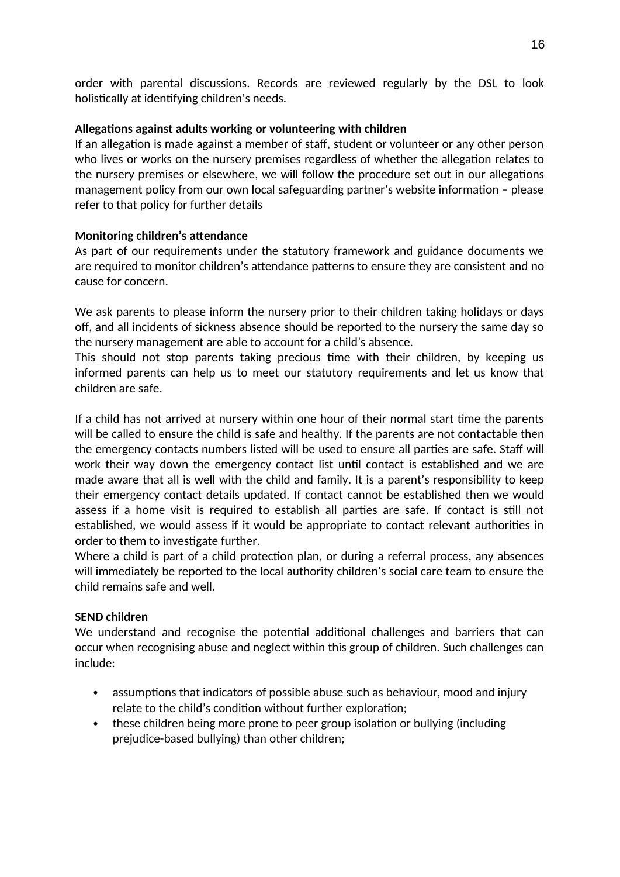order with parental discussions. Records are reviewed regularly by the DSL to look holistically at identifying children's needs.

**Allegations against adults working or volunteering with children**

If an allegation is made against a member of staff, student or volunteer or any other person who lives or works on the nursery premises regardless of whether the allegation relates to the nursery premises or elsewhere, we will follow the procedure set out in our allegations management policy from our own local safeguarding partner's website information – please refer to that policy for further details

**Monitoring children's attendance**

As part of our requirements under the statutory framework and guidance documents we are required to monitor children's attendance patterns to ensure they are consistent and no cause for concern.

We ask parents to please inform the nursery prior to their children taking holidays or days off, and all incidents of sickness absence should be reported to the nursery the same day so the nursery management are able to account for a child's absence.

This should not stop parents taking precious time with their children, by keeping us informed parents can help us to meet our statutory requirements and let us know that children are safe.

If a child has not arrived at nursery within one hour of their normal start time the parents will be called to ensure the child is safe and healthy. If the parents are not contactable then the emergency contacts numbers listed will be used to ensure all parties are safe. Staff will work their way down the emergency contact list until contact is established and we are made aware that all is well with the child and family. It is a parent's responsibility to keep their emergency contact details updated. If contact cannot be established then we would assess if a home visit is required to establish all parties are safe. If contact is still not established, we would assess if it would be appropriate to contact relevant authorities in order to them to investigate further.

Where a child is part of a child protection plan, or during a referral process, any absences will immediately be reported to the local authority children's social care team to ensure the child remains safe and well.

**SEND children**

We understand and recognise the potential additional challenges and barriers that can occur when recognising abuse and neglect within this group of children. Such challenges can include:

- assumptions that indicators of possible abuse such as behaviour, mood and injury relate to the child's condition without further exploration;
- these children being more prone to peer group isolation or bullying (including prejudice-based bullying) than other children;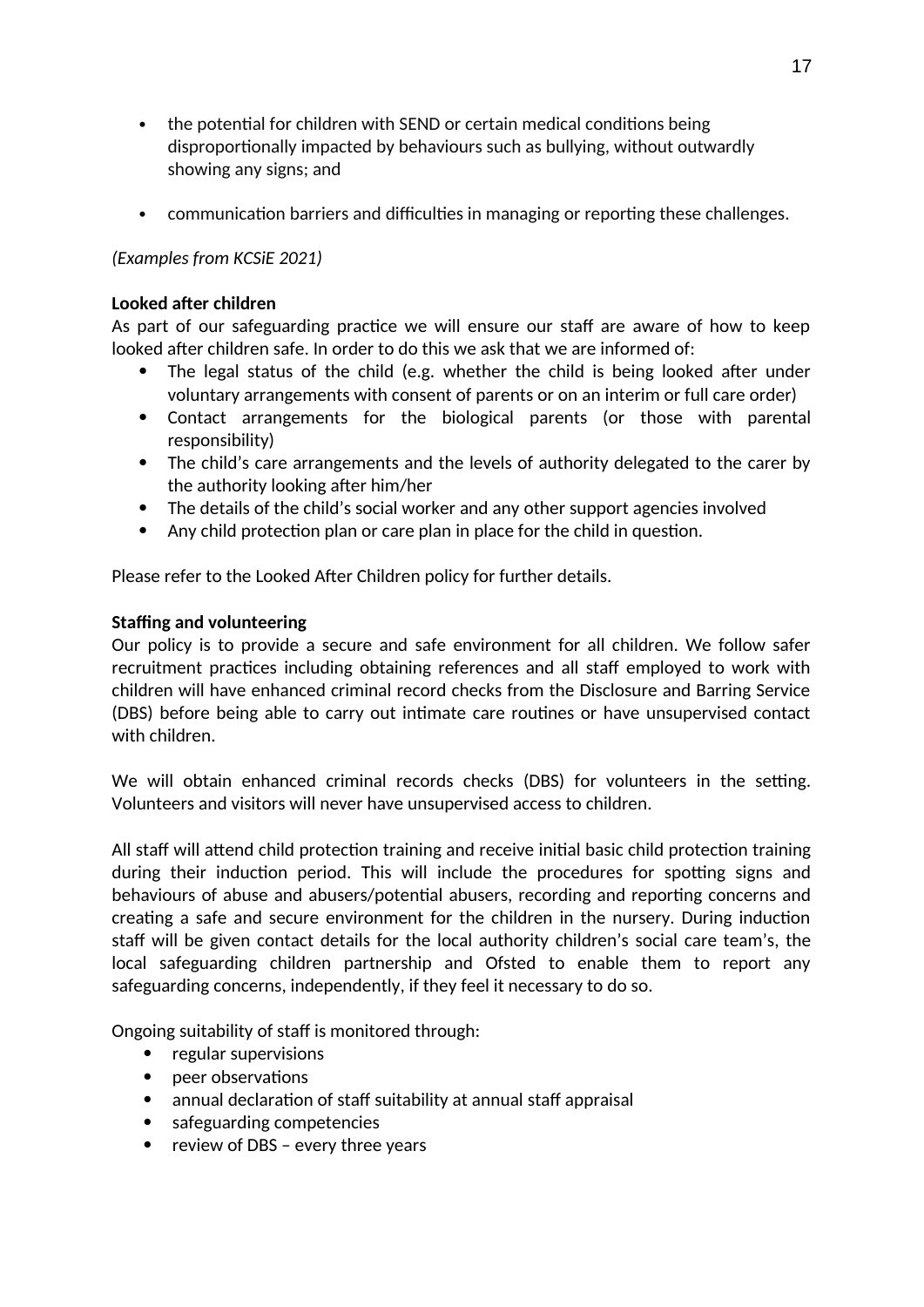- the potential for children with SEND or certain medical conditions being disproportionally impacted by behaviours such as bullying, without outwardly showing any signs; and

- communication barriers and difficulties in managing or reporting these challenges.

*(Examples from KCSiE 2021)*

**Looked after children**

As part of our safeguarding practice we will ensure our staff are aware of how to keep looked after children safe. In order to do this we ask that we are informed of:

- The legal status of the child (e.g. whether the child is being looked after under voluntary arrangements with consent of parents or on an interim or full care order)
- Contact arrangements for the biological parents (or those with parental responsibility)
- The child's care arrangements and the levels of authority delegated to the carer by the authority looking after him/her
- The details of the child's social worker and any other support agencies involved
- Any child protection plan or care plan in place for the child in question.

Please refer to the Looked After Children policy for further details.

**Staffing and volunteering**

Our policy is to provide a secure and safe environment for all children. We follow safer recruitment practices including obtaining references and all staff employed to work with children will have enhanced criminal record checks from the Disclosure and Barring Service (DBS) before being able to carry out intimate care routines or have unsupervised contact with children.

We will obtain enhanced criminal records checks (DBS) for volunteers in the setting. Volunteers and visitors will never have unsupervised access to children.

All staff will attend child protection training and receive initial basic child protection training during their induction period. This will include the procedures for spotting signs and behaviours of abuse and abusers/potential abusers, recording and reporting concerns and creating a safe and secure environment for the children in the nursery. During induction staff will be given contact details for the local authority children's social care team's, the local safeguarding children partnership and Ofsted to enable them to report any safeguarding concerns, independently, if they feel it necessary to do so.

Ongoing suitability of staff is monitored through:

- regular supervisions
- peer observations
- annual declaration of staff suitability at annual staff appraisal
- safeguarding competencies
- review of DBS – every three years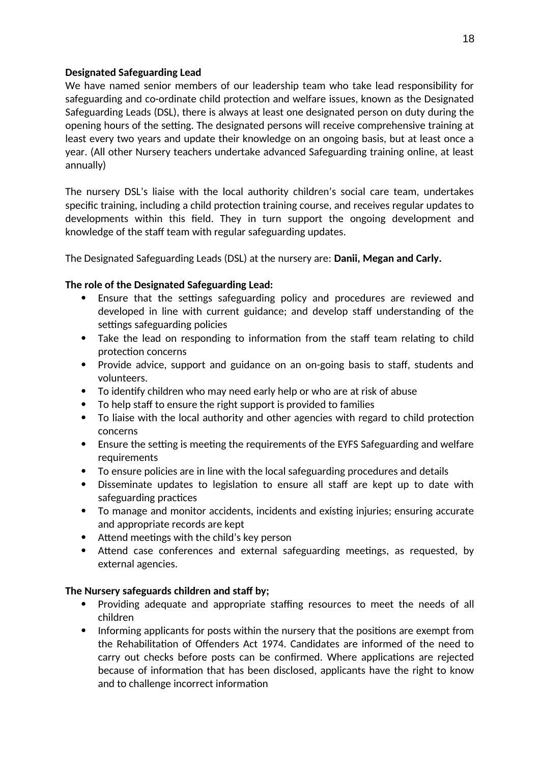**Designated Safeguarding Lead**

We have named senior members of our leadership team who take lead responsibility for safeguarding and co-ordinate child protection and welfare issues, known as the Designated Safeguarding Leads (DSL), there is always at least one designated person on duty during the opening hours of the setting. The designated persons will receive comprehensive training at least every two years and update their knowledge on an ongoing basis, but at least once a year. (All other Nursery teachers undertake advanced Safeguarding training online, at least annually)

The nursery DSL's liaise with the local authority children's social care team, undertakes specific training, including a child protection training course, and receives regular updates to developments within this field. They in turn support the ongoing development and knowledge of the staff team with regular safeguarding updates.

The Designated Safeguarding Leads (DSL) at the nursery are: **Danii, Megan and Carly.**

**The role of the Designated Safeguarding Lead:**

- Ensure that the settings safeguarding policy and procedures are reviewed and developed in line with current guidance; and develop staff understanding of the settings safeguarding policies
- Take the lead on responding to information from the staff team relating to child protection concerns
- Provide advice, support and guidance on an on-going basis to staff, students and volunteers.
- To identify children who may need early help or who are at risk of abuse
- To help staff to ensure the right support is provided to families
- To liaise with the local authority and other agencies with regard to child protection concerns
- Ensure the setting is meeting the requirements of the EYFS Safeguarding and welfare requirements
- To ensure policies are in line with the local safeguarding procedures and details
- Disseminate updates to legislation to ensure all staff are kept up to date with safeguarding practices
- To manage and monitor accidents, incidents and existing injuries; ensuring accurate and appropriate records are kept
- Attend meetings with the child's key person
- Attend case conferences and external safeguarding meetings, as requested, by external agencies.

**The Nursery safeguards children and staff by;**

- Providing adequate and appropriate staffing resources to meet the needs of all children
- Informing applicants for posts within the nursery that the positions are exempt from the Rehabilitation of Offenders Act 1974. Candidates are informed of the need to carry out checks before posts can be confirmed. Where applications are rejected because of information that has been disclosed, applicants have the right to know and to challenge incorrect information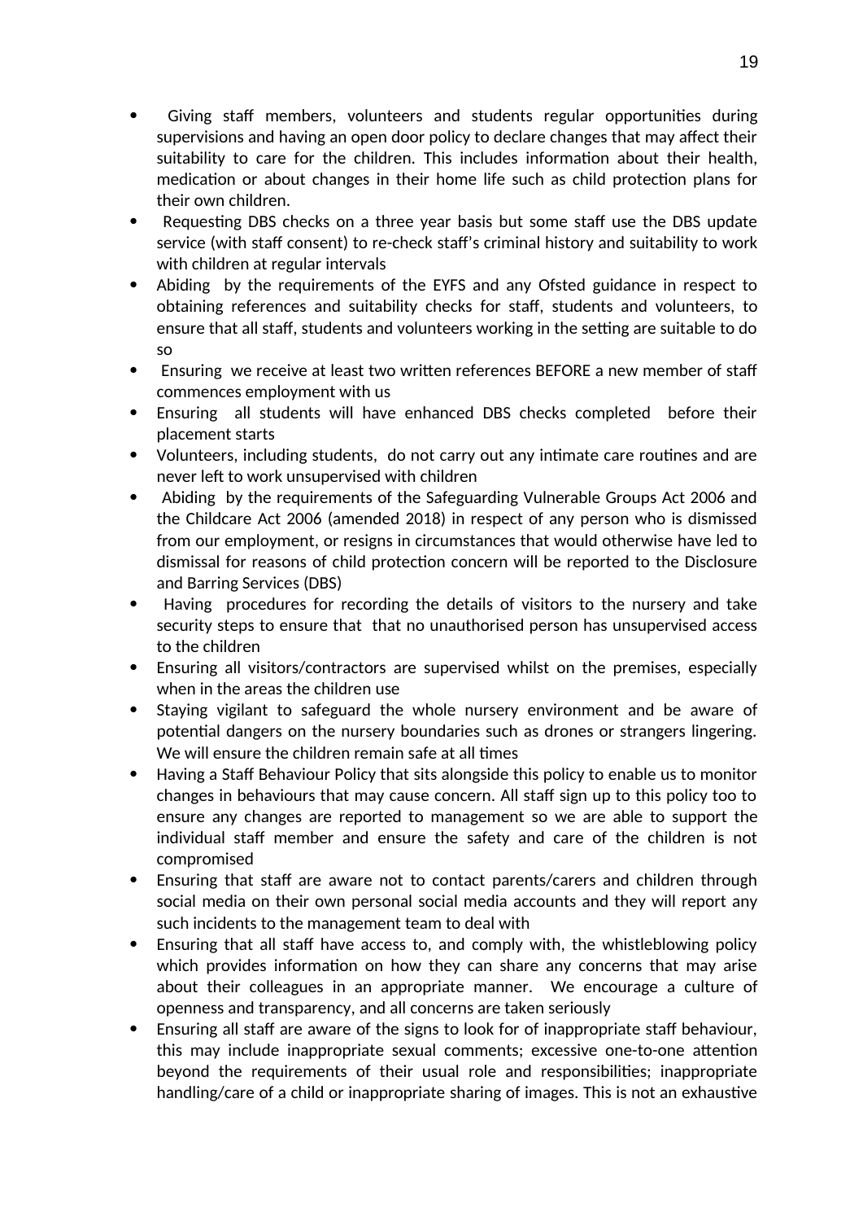- Giving staff members, volunteers and students regular opportunities during supervisions and having an open door policy to declare changes that may affect their suitability to care for the children. This includes information about their health, medication or about changes in their home life such as child protection plans for their own children.
- Requesting DBS checks on a three year basis but some staff use the DBS update service (with staff consent) to re-check staff's criminal history and suitability to work with children at regular intervals
- Abiding by the requirements of the EYFS and any Ofsted guidance in respect to obtaining references and suitability checks for staff, students and volunteers, to ensure that all staff, students and volunteers working in the setting are suitable to do so
- Ensuring we receive at least two written references BEFORE a new member of staff commences employment with us
- Ensuring all students will have enhanced DBS checks completed before their placement starts
- Volunteers, including students, do not carry out any intimate care routines and are never left to work unsupervised with children
- Abiding by the requirements of the Safeguarding Vulnerable Groups Act 2006 and the Childcare Act 2006 (amended 2018) in respect of any person who is dismissed from our employment, or resigns in circumstances that would otherwise have led to dismissal for reasons of child protection concern will be reported to the Disclosure and Barring Services (DBS)
- Having procedures for recording the details of visitors to the nursery and take security steps to ensure that that no unauthorised person has unsupervised access to the children
- Ensuring all visitors/contractors are supervised whilst on the premises, especially when in the areas the children use
- Staying vigilant to safeguard the whole nursery environment and be aware of potential dangers on the nursery boundaries such as drones or strangers lingering. We will ensure the children remain safe at all times
- Having a Staff Behaviour Policy that sits alongside this policy to enable us to monitor changes in behaviours that may cause concern. All staff sign up to this policy too to ensure any changes are reported to management so we are able to support the individual staff member and ensure the safety and care of the children is not compromised
- Ensuring that staff are aware not to contact parents/carers and children through social media on their own personal social media accounts and they will report any such incidents to the management team to deal with
- Ensuring that all staff have access to, and comply with, the whistleblowing policy which provides information on how they can share any concerns that may arise about their colleagues in an appropriate manner. We encourage a culture of openness and transparency, and all concerns are taken seriously
- Ensuring all staff are aware of the signs to look for of inappropriate staff behaviour, this may include inappropriate sexual comments; excessive one-to-one attention beyond the requirements of their usual role and responsibilities; inappropriate handling/care of a child or inappropriate sharing of images. This is not an exhaustive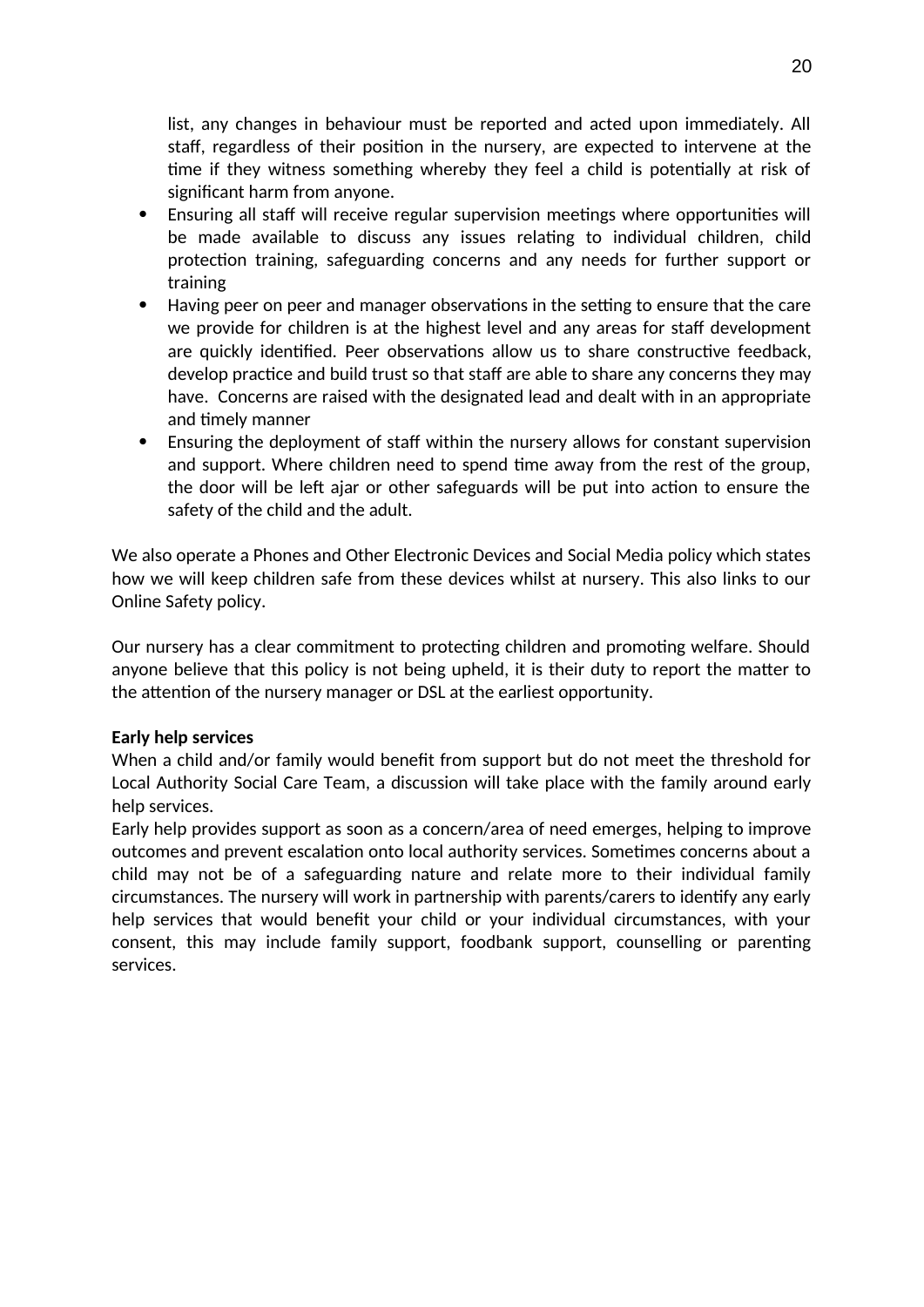list, any changes in behaviour must be reported and acted upon immediately. All staff, regardless of their position in the nursery, are expected to intervene at the time if they witness something whereby they feel a child is potentially at risk of significant harm from anyone.

- Ensuring all staff will receive regular supervision meetings where opportunities will be made available to discuss any issues relating to individual children, child protection training, safeguarding concerns and any needs for further support or training
- Having peer on peer and manager observations in the setting to ensure that the care we provide for children is at the highest level and any areas for staff development are quickly identified. Peer observations allow us to share constructive feedback, develop practice and build trust so that staff are able to share any concerns they may have. Concerns are raised with the designated lead and dealt with in an appropriate and timely manner
- Ensuring the deployment of staff within the nursery allows for constant supervision and support. Where children need to spend time away from the rest of the group, the door will be left ajar or other safeguards will be put into action to ensure the safety of the child and the adult.

We also operate a Phones and Other Electronic Devices and Social Media policy which states how we will keep children safe from these devices whilst at nursery. This also links to our Online Safety policy.

Our nursery has a clear commitment to protecting children and promoting welfare. Should anyone believe that this policy is not being upheld, it is their duty to report the matter to the attention of the nursery manager or DSL at the earliest opportunity.

**Early help services**

When a child and/or family would benefit from support but do not meet the threshold for Local Authority Social Care Team, a discussion will take place with the family around early help services.

Early help provides support as soon as a concern/area of need emerges, helping to improve outcomes and prevent escalation onto local authority services. Sometimes concerns about a child may not be of a safeguarding nature and relate more to their individual family circumstances. The nursery will work in partnership with parents/carers to identify any early help services that would benefit your child or your individual circumstances, with your consent, this may include family support, foodbank support, counselling or parenting services.